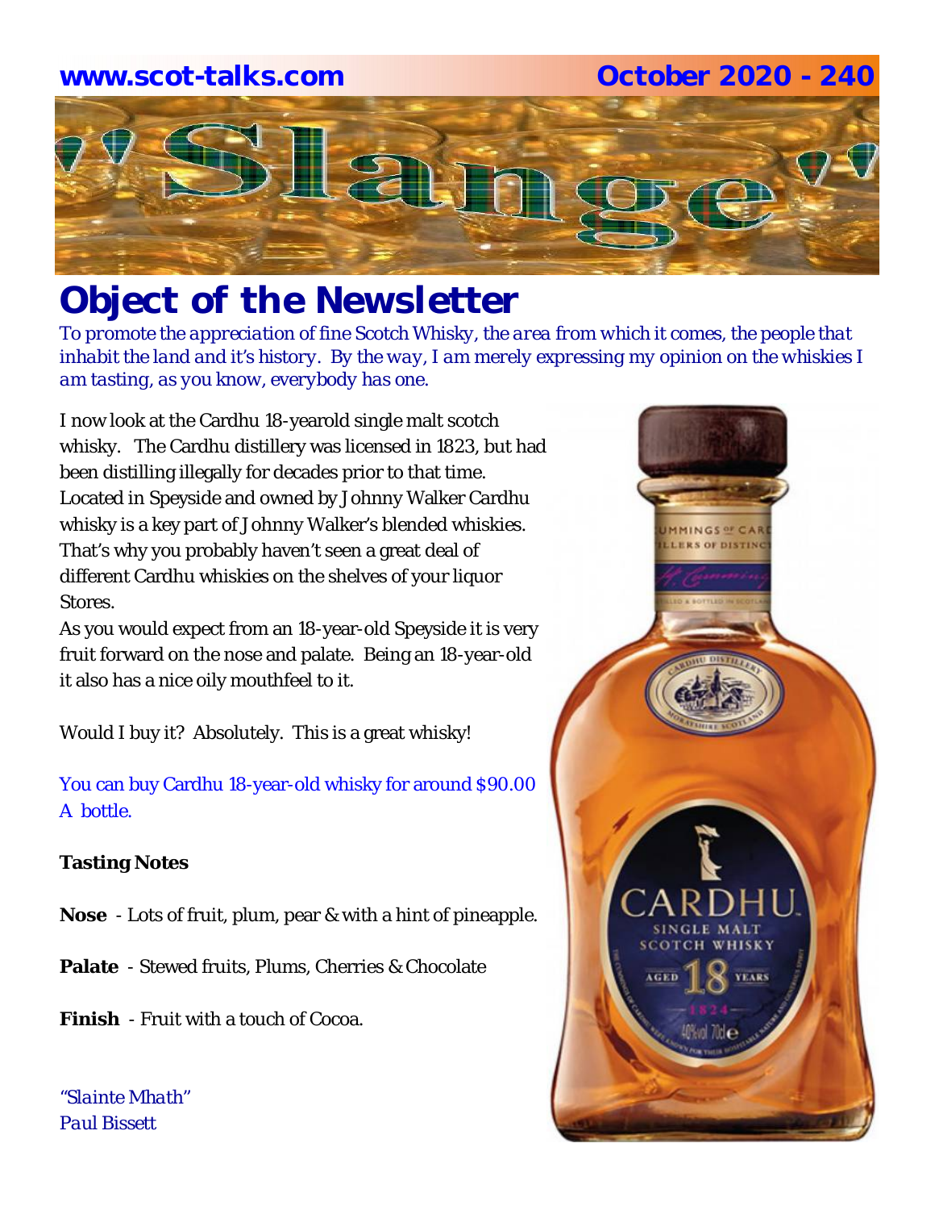www.scot-talks.com

October 2020 - 240

# "Slange"

## Object of the Newsletter

*To promote the appreciation of fine Scotch Whisky, the area from which it comes, the people that inhabit the land and it's history. By the way, I am merely expressing my opinion on the whiskies I am tasting, as you know, everybody has one.*

I now look at the Cardhu 18-yearold single malt scotch whisky. The Cardhu distillery was licensed in 1823, but had been distilling illegally for decades prior to that time. Located in Speyside and owned by Johnny Walker Cardhu whisky is a key part of Johnny Walker's blended whiskies. That's why you probably haven't seen a great deal of different Cardhu whiskies on the shelves of your liquor Stores.

As you would expect from an 18-year-old Speyside it is very fruit forward on the nose and palate. Being an 18-year-old it also has a nice oily mouthfeel to it.

Would I buy it? Absolutely. This is a great whisky!

You can buy Cardhu 18-year-old whisky for around $90.00 A bottle.

**Tasting Notes**

**Nose** - Lots of fruit, plum, pear & with a hint of pineapple.

**Palate** - Stewed fruits, Plums, Cherries & Chocolate

**Finish** - Fruit with a touch of Cocoa.

*"Slainte Mhath"*
*Paul Bissett*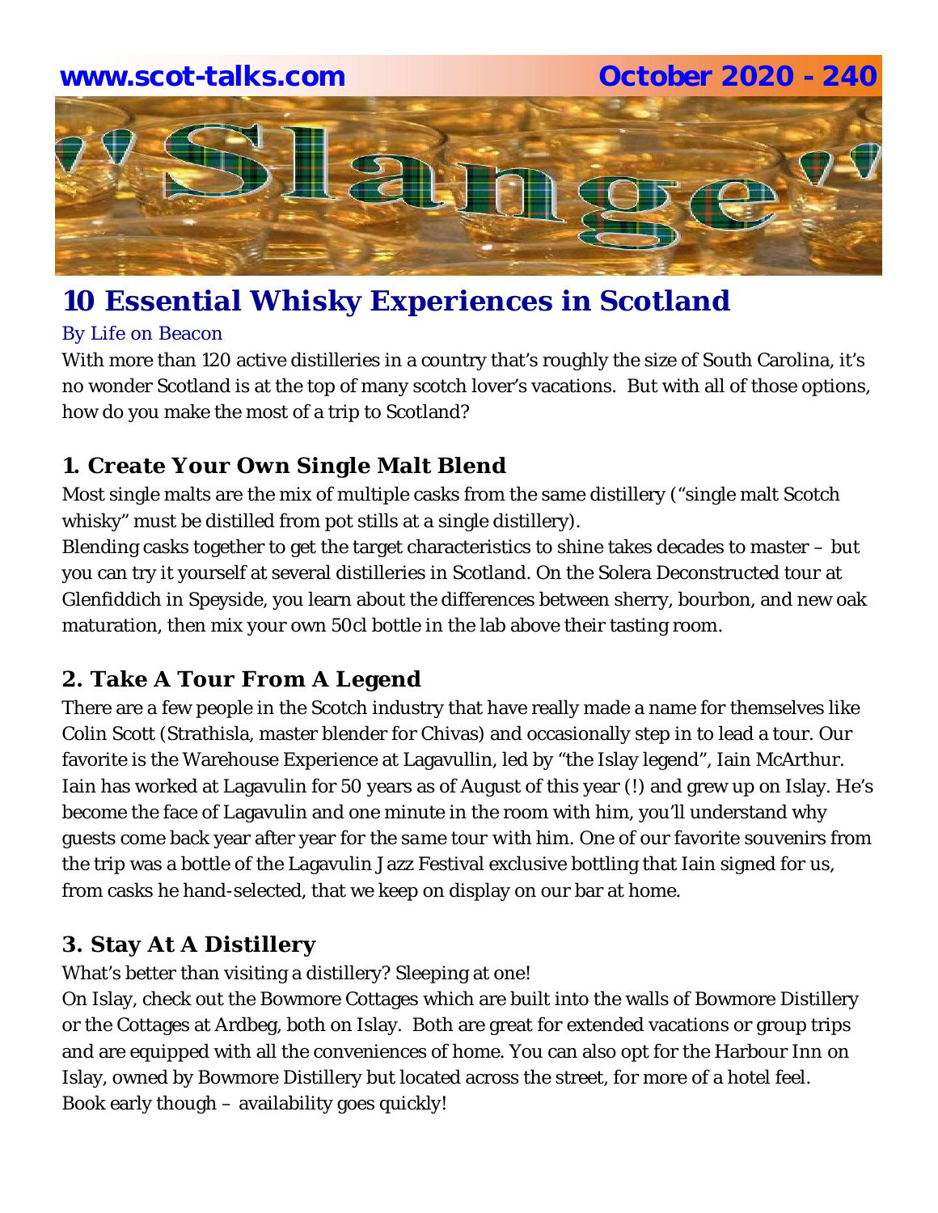# 10 Essential Whisky Experiences in Scotland

By Life on Beacon

With more than 120 active distilleries in a country that's roughly the size of South Carolina, it's no wonder Scotland is at the top of many scotch lover's vacations. But with all of those options, how do you make the most of a trip to Scotland?

## 1. Create Your Own Single Malt Blend

Most single malts are the mix of multiple casks from the same distillery ("single malt Scotch whisky" must be distilled from pot stills at a single distillery).

Blending casks together to get the target characteristics to shine takes decades to master – but you can try it yourself at several distilleries in Scotland. On the Solera Deconstructed tour at Glenfiddich in Speyside, you learn about the differences between sherry, bourbon, and new oak maturation, then mix your own 50cl bottle in the lab above their tasting room.

## 2. Take A Tour From A Legend

There are a few people in the Scotch industry that have really made a name for themselves like Colin Scott (Strathisla, master blender for Chivas) and occasionally step in to lead a tour. Our favorite is the Warehouse Experience at Lagavullin, led by "the Islay legend", Iain McArthur. Iain has worked at Lagavulin for 50 years as of August of this year (!) and grew up on Islay. He's become the face of Lagavulin and one minute in the room with him, you'll understand why guests come back year after year for the same tour with him. One of our favorite souvenirs from the trip was a bottle of the Lagavulin Jazz Festival exclusive bottling that Iain signed for us, from casks he hand-selected, that we keep on display on our bar at home.

## 3. Stay At A Distillery

What's better than visiting a distillery? Sleeping at one!

On Islay, check out the Bowmore Cottages which are built into the walls of Bowmore Distillery or the Cottages at Ardbeg, both on Islay. Both are great for extended vacations or group trips and are equipped with all the conveniences of home. You can also opt for the Harbour Inn on Islay, owned by Bowmore Distillery but located across the street, for more of a hotel feel. Book early though – availability goes quickly!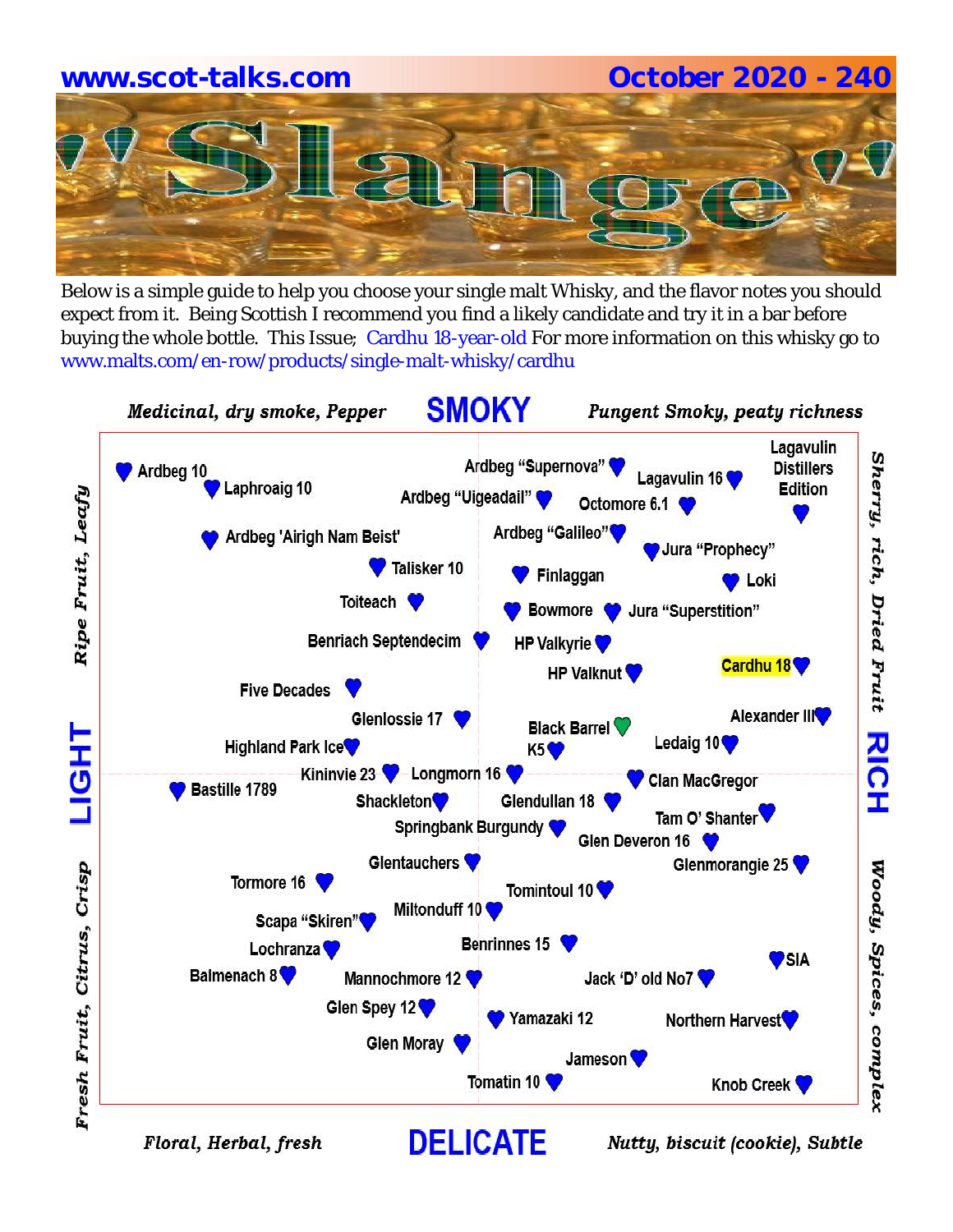www.scot-talks.com — October 2020 - 240

# "Slange"

Below is a simple guide to help you choose your single malt Whisky, and the flavor notes you should expect from it. Being Scottish I recommend you find a likely candidate and try it in a bar before buying the whole bottle. This Issue; Cardhu 18-year-old For more information on this whisky go to www.malts.com/en-row/products/single-malt-whisky/cardhu

*Medicinal, dry smoke, Pepper* — **SMOKY** — *Pungent Smoky, peaty richness*

*Ripe Fruit, Leafy* — **LIGHT** — *Fresh Fruit, Citrus, Crisp*

*Sherry, rich, Dried Fruit* — **RICH** — *Woody, Spices, complex*

*Floral, Herbal, fresh* — **DELICATE** — *Nutty, biscuit (cookie), Subtle*

Ardbeg 10
Laphroaig 10
Ardbeg "Supernova"
Lagavulin 16
Lagavulin Distillers Edition
Ardbeg "Uigeadail"
Octomore 6.1
Ardbeg 'Airigh Nam Beist'
Ardbeg "Galileo"
Jura "Prophecy"
Talisker 10
Finlaggan
Loki
Toiteach
Bowmore
Jura "Superstition"
Benriach Septendecim
HP Valkyrie
HP Valknut
Cardhu 18
Five Decades
Glenlossie 17
Alexander III
Black Barrel
Highland Park Ice
K5
Ledaig 10
Kininvie 23
Longmorn 16
Clan MacGregor
Bastille 1789
Shackleton
Glendullan 18
Tam O' Shanter
Springbank Burgundy
Glen Deveron 16
Glentauchers
Glenmorangie 25
Tormore 16
Tomintoul 10
Miltonduff 10
Scapa "Skiren"
Lochranza
Benrinnes 15
SIA
Balmenach 8
Mannochmore 12
Jack 'D' old No7
Glen Spey 12
Yamazaki 12
Northern Harvest
Glen Moray
Jameson
Tomatin 10
Knob Creek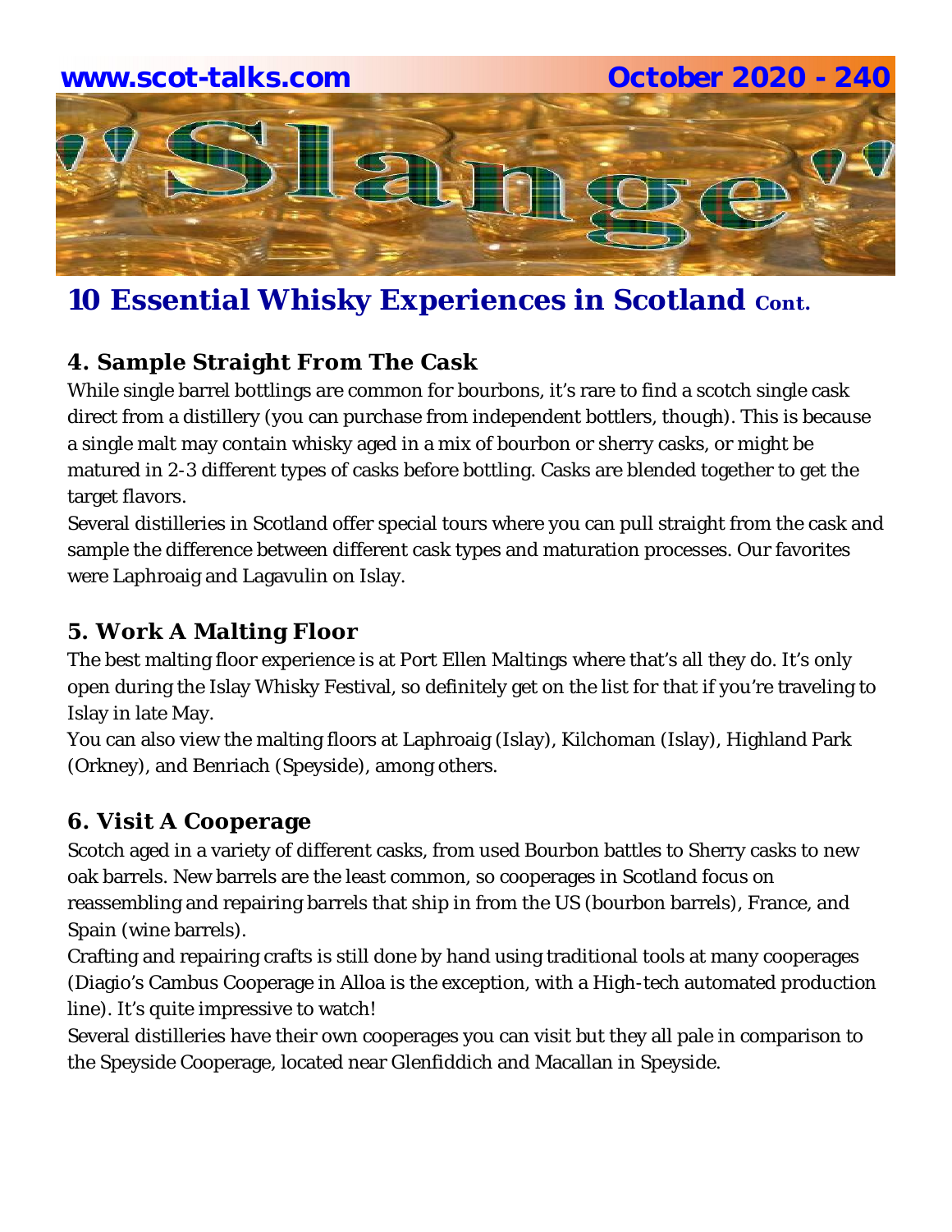## 10 Essential Whisky Experiences in Scotland Cont.

### 4. Sample Straight From The Cask

While single barrel bottlings are common for bourbons, it's rare to find a scotch single cask direct from a distillery (you can purchase from independent bottlers, though). This is because a single malt may contain whisky aged in a mix of bourbon or sherry casks, or might be matured in 2-3 different types of casks before bottling. Casks are blended together to get the target flavors.

Several distilleries in Scotland offer special tours where you can pull straight from the cask and sample the difference between different cask types and maturation processes. Our favorites were Laphroaig and Lagavulin on Islay.

### 5. Work A Malting Floor

The best malting floor experience is at Port Ellen Maltings where that's all they do. It's only open during the Islay Whisky Festival, so definitely get on the list for that if you're traveling to Islay in late May.

You can also view the malting floors at Laphroaig (Islay), Kilchoman (Islay), Highland Park (Orkney), and Benriach (Speyside), among others.

### 6. Visit A Cooperage

Scotch aged in a variety of different casks, from used Bourbon battles to Sherry casks to new oak barrels. New barrels are the least common, so cooperages in Scotland focus on reassembling and repairing barrels that ship in from the US (bourbon barrels), France, and Spain (wine barrels).

Crafting and repairing crafts is still done by hand using traditional tools at many cooperages (Diagio's Cambus Cooperage in Alloa is the exception, with a High-tech automated production line). It's quite impressive to watch!

Several distilleries have their own cooperages you can visit but they all pale in comparison to the Speyside Cooperage, located near Glenfiddich and Macallan in Speyside.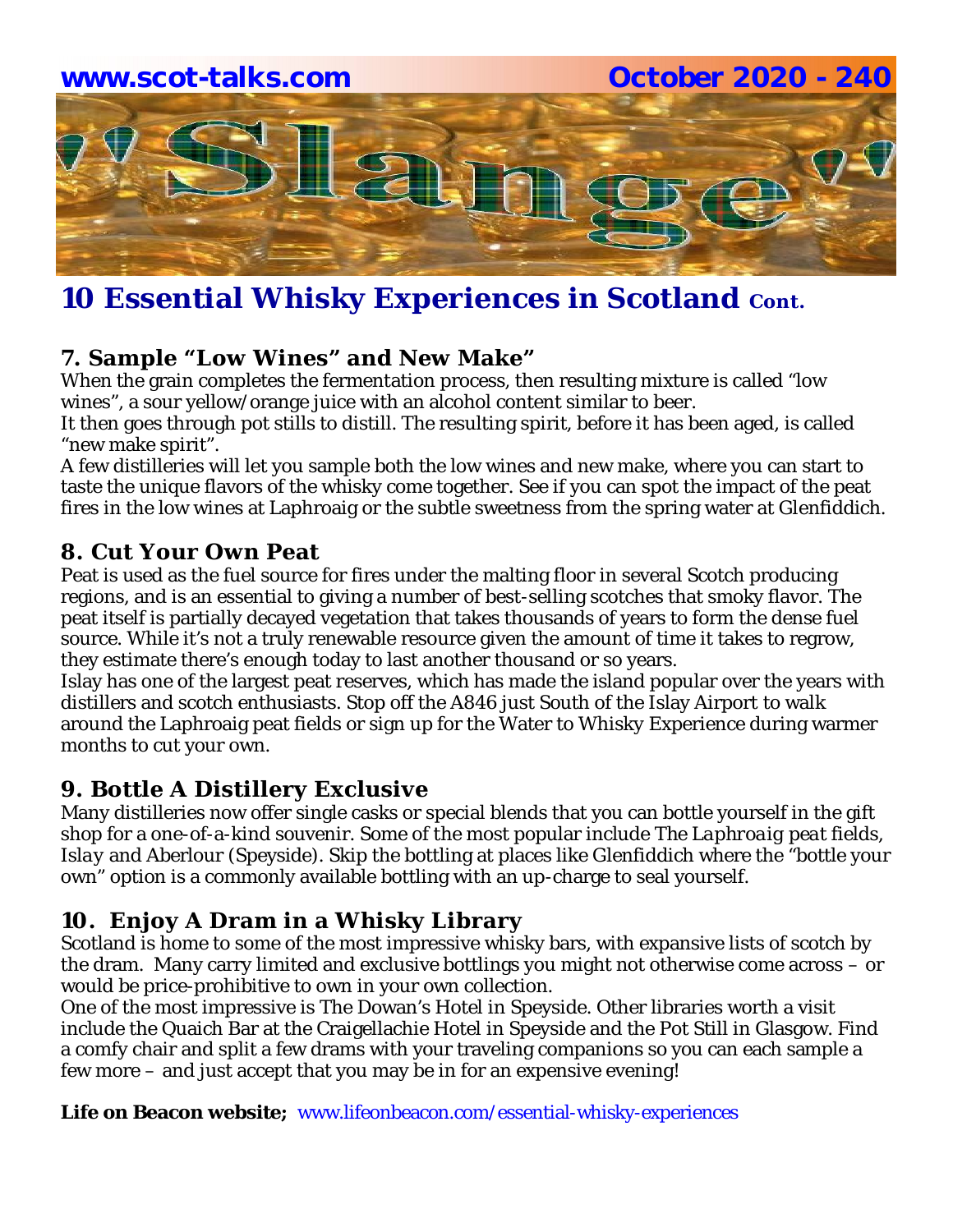## 10 Essential Whisky Experiences in Scotland Cont.

### 7. Sample "Low Wines" and New Make"

When the grain completes the fermentation process, then resulting mixture is called "low wines", a sour yellow/orange juice with an alcohol content similar to beer.
It then goes through pot stills to distill. The resulting spirit, before it has been aged, is called "new make spirit".
A few distilleries will let you sample both the low wines and new make, where you can start to taste the unique flavors of the whisky come together. See if you can spot the impact of the peat fires in the low wines at Laphroaig or the subtle sweetness from the spring water at Glenfiddich.

### 8. Cut Your Own Peat

Peat is used as the fuel source for fires under the malting floor in several Scotch producing regions, and is an essential to giving a number of best-selling scotches that smoky flavor. The peat itself is partially decayed vegetation that takes thousands of years to form the dense fuel source. While it's not a truly renewable resource given the amount of time it takes to regrow, they estimate there's enough today to last another thousand or so years.
Islay has one of the largest peat reserves, which has made the island popular over the years with distillers and scotch enthusiasts. Stop off the A846 just South of the Islay Airport to walk around the Laphroaig peat fields or sign up for the Water to Whisky Experience during warmer months to cut your own.

### 9. Bottle A Distillery Exclusive

Many distilleries now offer single casks or special blends that you can bottle yourself in the gift shop for a one-of-a-kind souvenir. Some of the most popular include The *Laphroaig* peat fields, Islay and Aberlour (Speyside). Skip the bottling at places like Glenfiddich where the "bottle your own" option is a commonly available bottling with an up-charge to seal yourself.

### 10. Enjoy A Dram in a Whisky Library

Scotland is home to some of the most impressive whisky bars, with expansive lists of scotch by the dram. Many carry limited and exclusive bottlings you might not otherwise come across – or would be price-prohibitive to own in your own collection.
One of the most impressive is The Dowan's Hotel in Speyside. Other libraries worth a visit include the Quaich Bar at the Craigellachie Hotel in Speyside and the Pot Still in Glasgow. Find a comfy chair and split a few drams with your traveling companions so you can each sample a few more – and just accept that you may be in for an expensive evening!

**Life on Beacon website;** www.lifeonbeacon.com/essential-whisky-experiences